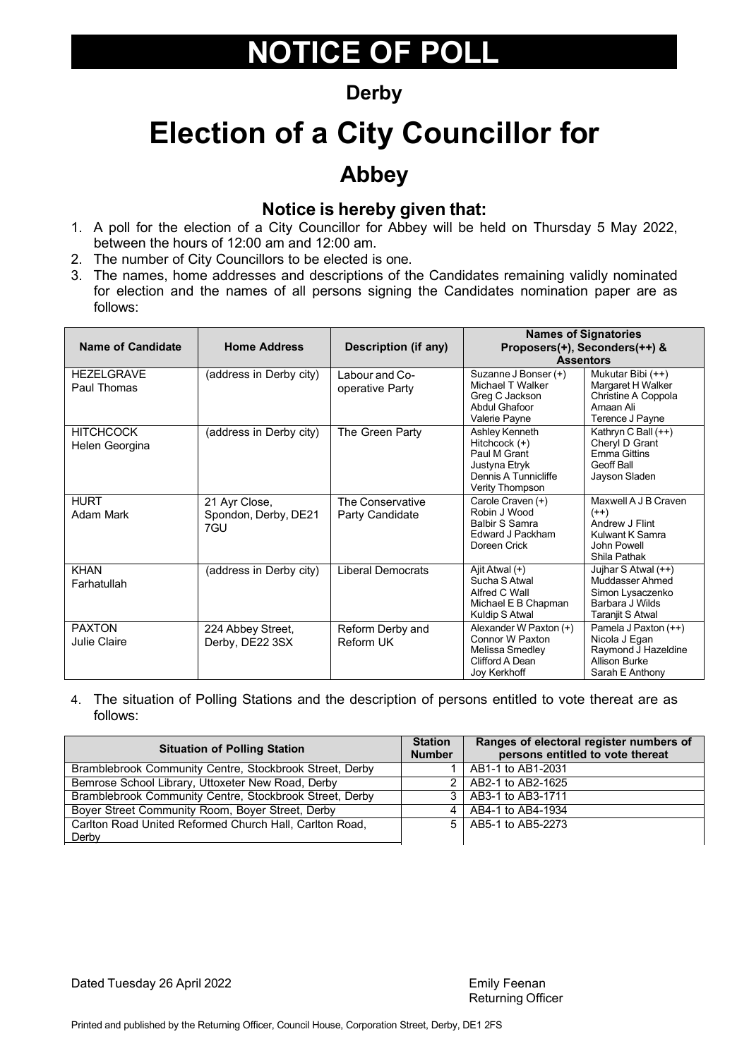# NOTICE OF POLL

## Derby

# Election of a City Councillor for

## Abbey

### Notice is hereby given that:

1. A poll for the election of a City Councillor for Abbey will be held on Thursday 5 May 2022, between the hours of 12:00 am and 12:00 am.
2. The number of City Councillors to be elected is one.
3. The names, home addresses and descriptions of the Candidates remaining validly nominated for election and the names of all persons signing the Candidates nomination paper are as follows:

| Name of Candidate | Home Address | Description (if any) | Names of Signatories Proposers(+), Seconders(++) & Assentors | |
|---|---|---|---|---|
| HEZELGRAVE Paul Thomas | (address in Derby city) | Labour and Co-operative Party | Suzanne J Bonser (+) Michael T Walker Greg C Jackson Abdul Ghafoor Valerie Payne | Mukutar Bibi (++) Margaret H Walker Christine A Coppola Amaan Ali Terence J Payne |
| HITCHCOCK Helen Georgina | (address in Derby city) | The Green Party | Ashley Kenneth Hitchcock (+) Paul M Grant Justyna Etryk Dennis A Tunnicliffe Verity Thompson | Kathryn C Ball (++) Cheryl D Grant Emma Gittins Geoff Ball Jayson Sladen |
| HURT Adam Mark | 21 Ayr Close, Spondon, Derby, DE21 7GU | The Conservative Party Candidate | Carole Craven (+) Robin J Wood Balbir S Samra Edward J Packham Doreen Crick | Maxwell A J B Craven (++) Andrew J Flint Kulwant K Samra John Powell Shila Pathak |
| KHAN Farhatullah | (address in Derby city) | Liberal Democrats | Ajit Atwal (+) Sucha S Atwal Alfred C Wall Michael E B Chapman Kuldip S Atwal | Jujhar S Atwal (++) Muddasser Ahmed Simon Lysaczenko Barbara J Wilds Taranjit S Atwal |
| PAXTON Julie Claire | 224 Abbey Street, Derby, DE22 3SX | Reform Derby and Reform UK | Alexander W Paxton (+) Connor W Paxton Melissa Smedley Clifford A Dean Joy Kerkhoff | Pamela J Paxton (++) Nicola J Egan Raymond J Hazeldine Allison Burke Sarah E Anthony |

4. The situation of Polling Stations and the description of persons entitled to vote thereat are as follows:

| Situation of Polling Station | Station Number | Ranges of electoral register numbers of persons entitled to vote thereat |
|---|---|---|
| Bramblebrook Community Centre, Stockbrook Street, Derby | 1 | AB1-1 to AB1-2031 |
| Bemrose School Library, Uttoxeter New Road, Derby | 2 | AB2-1 to AB2-1625 |
| Bramblebrook Community Centre, Stockbrook Street, Derby | 3 | AB3-1 to AB3-1711 |
| Boyer Street Community Room, Boyer Street, Derby | 4 | AB4-1 to AB4-1934 |
| Carlton Road United Reformed Church Hall, Carlton Road, Derby | 5 | AB5-1 to AB5-2273 |

Dated Tuesday 26 April 2022

Emily Feenan
Returning Officer

Printed and published by the Returning Officer, Council House, Corporation Street, Derby, DE1 2FS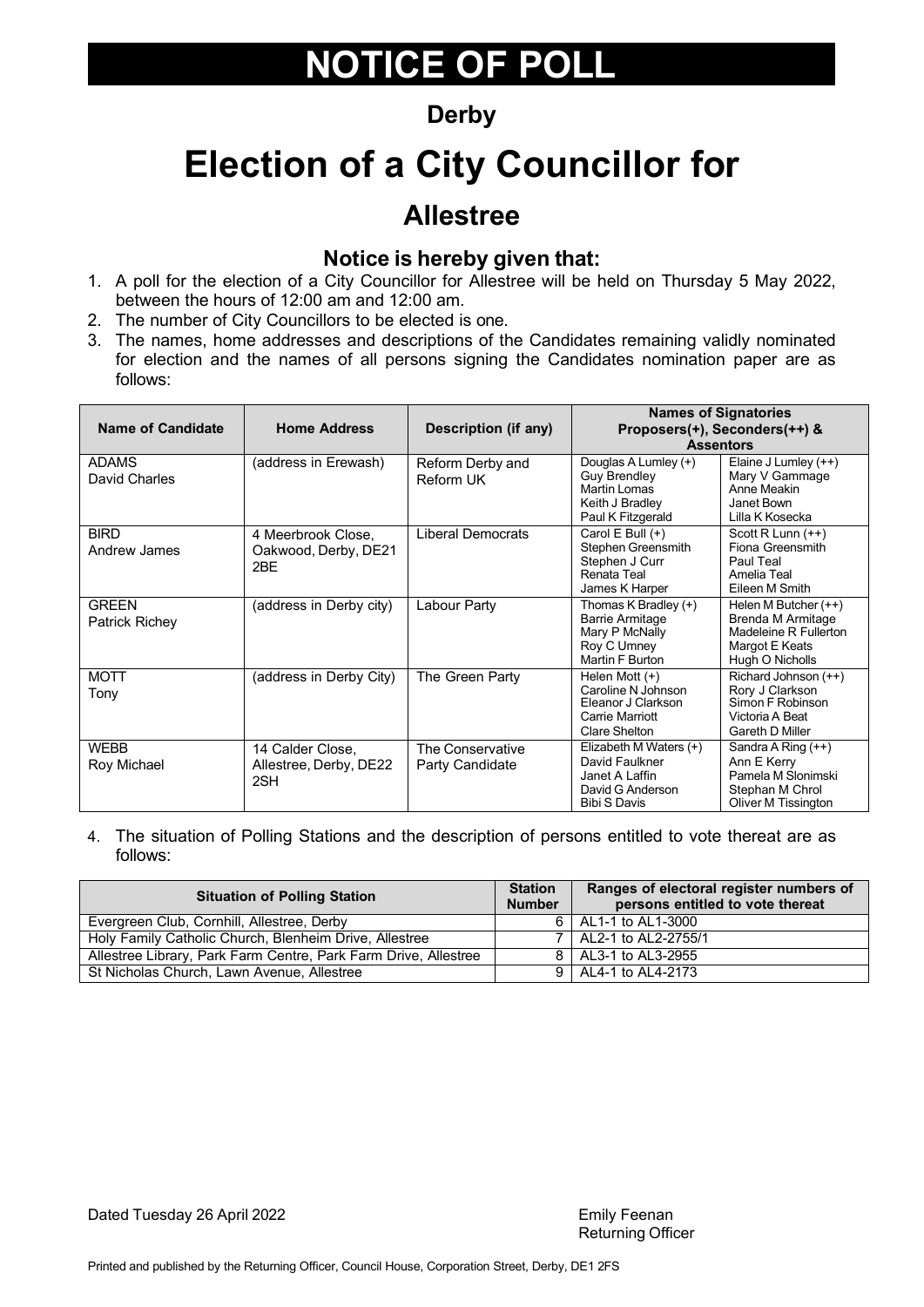# NOTICE OF POLL

## Derby

# Election of a City Councillor for

## Allestree

### Notice is hereby given that:

1. A poll for the election of a City Councillor for Allestree will be held on Thursday 5 May 2022, between the hours of 12:00 am and 12:00 am.
2. The number of City Councillors to be elected is one.
3. The names, home addresses and descriptions of the Candidates remaining validly nominated for election and the names of all persons signing the Candidates nomination paper are as follows:

| Name of Candidate | Home Address | Description (if any) | Names of Signatories Proposers(+), Seconders(++) & Assentors | |
|---|---|---|---|---|
| ADAMS David Charles | (address in Erewash) | Reform Derby and Reform UK | Douglas A Lumley (+) Guy Brendley Martin Lomas Keith J Bradley Paul K Fitzgerald | Elaine J Lumley (++) Mary V Gammage Anne Meakin Janet Bown Lilla K Kosecka |
| BIRD Andrew James | 4 Meerbrook Close, Oakwood, Derby, DE21 2BE | Liberal Democrats | Carol E Bull (+) Stephen Greensmith Stephen J Curr Renata Teal James K Harper | Scott R Lunn (++) Fiona Greensmith Paul Teal Amelia Teal Eileen M Smith |
| GREEN Patrick Richey | (address in Derby city) | Labour Party | Thomas K Bradley (+) Barrie Armitage Mary P McNally Roy C Umney Martin F Burton | Helen M Butcher (++) Brenda M Armitage Madeleine R Fullerton Margot E Keats Hugh O Nicholls |
| MOTT Tony | (address in Derby City) | The Green Party | Helen Mott (+) Caroline N Johnson Eleanor J Clarkson Carrie Marriott Clare Shelton | Richard Johnson (++) Rory J Clarkson Simon F Robinson Victoria A Beat Gareth D Miller |
| WEBB Roy Michael | 14 Calder Close, Allestree, Derby, DE22 2SH | The Conservative Party Candidate | Elizabeth M Waters (+) David Faulkner Janet A Laffin David G Anderson Bibi S Davis | Sandra A Ring (++) Ann E Kerry Pamela M Slonimski Stephan M Chrol Oliver M Tissington |

4. The situation of Polling Stations and the description of persons entitled to vote thereat are as follows:

| Situation of Polling Station | Station Number | Ranges of electoral register numbers of persons entitled to vote thereat |
|---|---|---|
| Evergreen Club, Cornhill, Allestree, Derby | 6 | AL1-1 to AL1-3000 |
| Holy Family Catholic Church, Blenheim Drive, Allestree | 7 | AL2-1 to AL2-2755/1 |
| Allestree Library, Park Farm Centre, Park Farm Drive, Allestree | 8 | AL3-1 to AL3-2955 |
| St Nicholas Church, Lawn Avenue, Allestree | 9 | AL4-1 to AL4-2173 |

Dated Tuesday 26 April 2022

Emily Feenan
Returning Officer

Printed and published by the Returning Officer, Council House, Corporation Street, Derby, DE1 2FS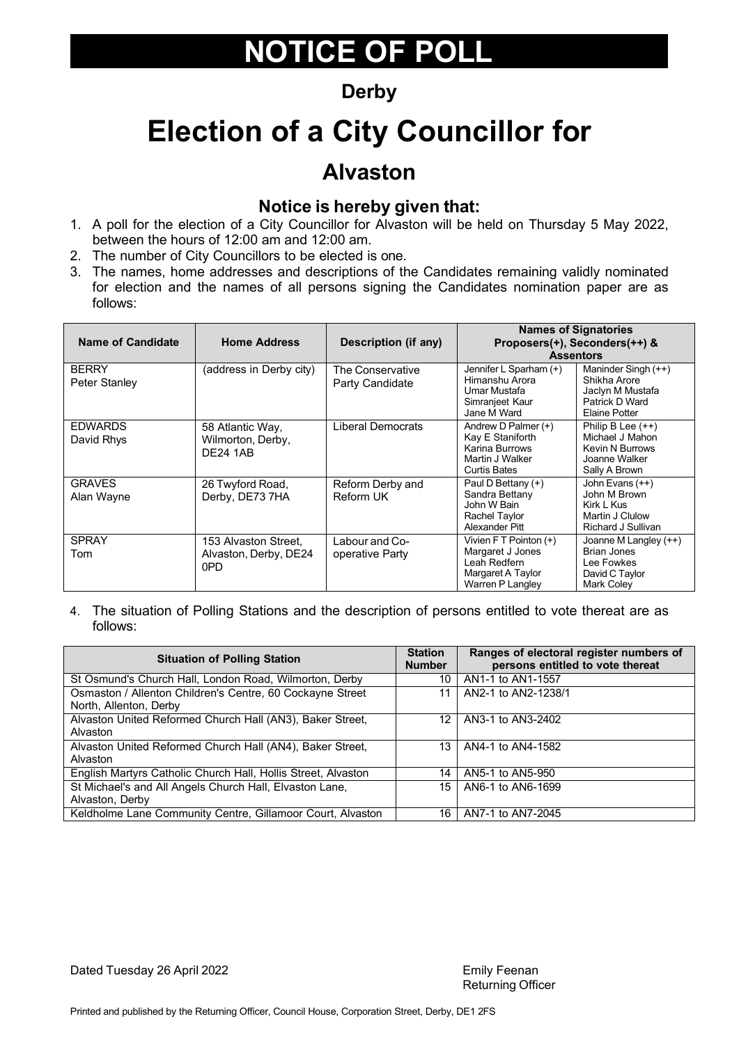# NOTICE OF POLL

## Derby

# Election of a City Councillor for

## Alvaston

### Notice is hereby given that:

1. A poll for the election of a City Councillor for Alvaston will be held on Thursday 5 May 2022, between the hours of 12:00 am and 12:00 am.
2. The number of City Councillors to be elected is one.
3. The names, home addresses and descriptions of the Candidates remaining validly nominated for election and the names of all persons signing the Candidates nomination paper are as follows:

| Name of Candidate | Home Address | Description (if any) | Names of Signatories Proposers(+), Seconders(++) & Assentors | |
|---|---|---|---|---|
| BERRY Peter Stanley | (address in Derby city) | The Conservative Party Candidate | Jennifer L Sparham (+) Himanshu Arora Umar Mustafa Simranjeet Kaur Jane M Ward | Maninder Singh (++) Shikha Arore Jaclyn M Mustafa Patrick D Ward Elaine Potter |
| EDWARDS David Rhys | 58 Atlantic Way, Wilmorton, Derby, DE24 1AB | Liberal Democrats | Andrew D Palmer (+) Kay E Staniforth Karina Burrows Martin J Walker Curtis Bates | Philip B Lee (++) Michael J Mahon Kevin N Burrows Joanne Walker Sally A Brown |
| GRAVES Alan Wayne | 26 Twyford Road, Derby, DE73 7HA | Reform Derby and Reform UK | Paul D Bettany (+) Sandra Bettany John W Bain Rachel Taylor Alexander Pitt | John Evans (++) John M Brown Kirk L Kus Martin J Clulow Richard J Sullivan |
| SPRAY Tom | 153 Alvaston Street, Alvaston, Derby, DE24 0PD | Labour and Co-operative Party | Vivien F T Pointon (+) Margaret J Jones Leah Redfern Margaret A Taylor Warren P Langley | Joanne M Langley (++) Brian Jones Lee Fowkes David C Taylor Mark Coley |

4. The situation of Polling Stations and the description of persons entitled to vote thereat are as follows:

| Situation of Polling Station | Station Number | Ranges of electoral register numbers of persons entitled to vote thereat |
|---|---|---|
| St Osmund's Church Hall, London Road, Wilmorton, Derby | 10 | AN1-1 to AN1-1557 |
| Osmaston / Allenton Children's Centre, 60 Cockayne Street North, Allenton, Derby | 11 | AN2-1 to AN2-1238/1 |
| Alvaston United Reformed Church Hall (AN3), Baker Street, Alvaston | 12 | AN3-1 to AN3-2402 |
| Alvaston United Reformed Church Hall (AN4), Baker Street, Alvaston | 13 | AN4-1 to AN4-1582 |
| English Martyrs Catholic Church Hall, Hollis Street, Alvaston | 14 | AN5-1 to AN5-950 |
| St Michael's and All Angels Church Hall, Elvaston Lane, Alvaston, Derby | 15 | AN6-1 to AN6-1699 |
| Keldholme Lane Community Centre, Gillamoor Court, Alvaston | 16 | AN7-1 to AN7-2045 |

Dated Tuesday 26 April 2022

Emily Feenan
Returning Officer

Printed and published by the Returning Officer, Council House, Corporation Street, Derby, DE1 2FS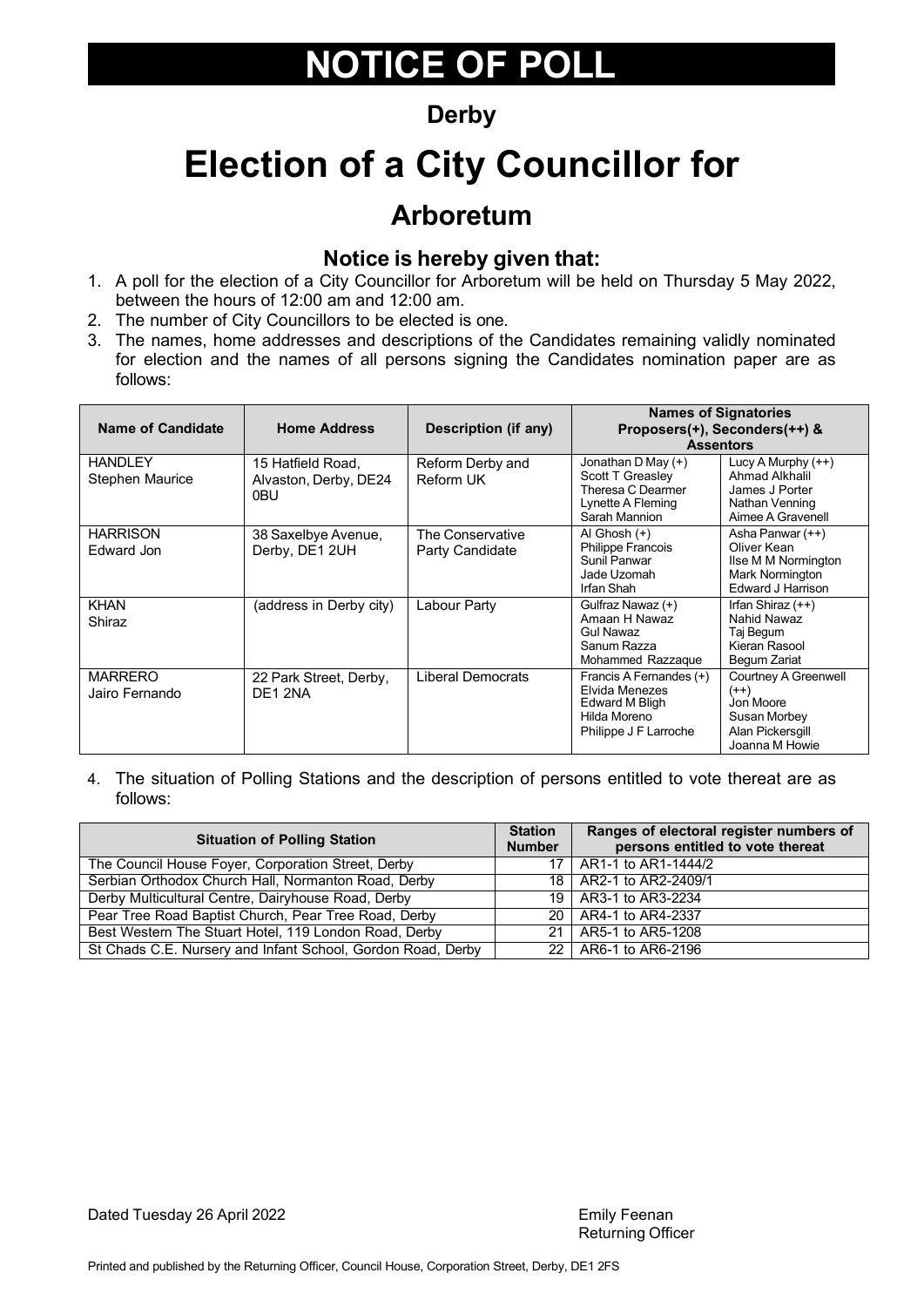# NOTICE OF POLL

## Derby

# Election of a City Councillor for

## Arboretum

### Notice is hereby given that:

1. A poll for the election of a City Councillor for Arboretum will be held on Thursday 5 May 2022, between the hours of 12:00 am and 12:00 am.
2. The number of City Councillors to be elected is one.
3. The names, home addresses and descriptions of the Candidates remaining validly nominated for election and the names of all persons signing the Candidates nomination paper are as follows:

| Name of Candidate | Home Address | Description (if any) | Names of Signatories Proposers(+), Seconders(++) & Assentors | |
|---|---|---|---|---|
| HANDLEY Stephen Maurice | 15 Hatfield Road, Alvaston, Derby, DE24 0BU | Reform Derby and Reform UK | Jonathan D May (+)<br>Scott T Greasley<br>Theresa C Dearmer<br>Lynette A Fleming<br>Sarah Mannion | Lucy A Murphy (++)<br>Ahmad Alkhalil<br>James J Porter<br>Nathan Venning<br>Aimee A Gravenell |
| HARRISON Edward Jon | 38 Saxelbye Avenue, Derby, DE1 2UH | The Conservative Party Candidate | Al Ghosh (+)<br>Philippe Francois<br>Sunil Panwar<br>Jade Uzomah<br>Irfan Shah | Asha Panwar (++)<br>Oliver Kean<br>Ilse M M Normington<br>Mark Normington<br>Edward J Harrison |
| KHAN Shiraz | (address in Derby city) | Labour Party | Gulfraz Nawaz (+)<br>Amaan H Nawaz<br>Gul Nawaz<br>Sanum Razza<br>Mohammed Razzaque | Irfan Shiraz (++)<br>Nahid Nawaz<br>Taj Begum<br>Kieran Rasool<br>Begum Zariat |
| MARRERO Jairo Fernando | 22 Park Street, Derby, DE1 2NA | Liberal Democrats | Francis A Fernandes (+)<br>Elvida Menezes<br>Edward M Bligh<br>Hilda Moreno<br>Philippe J F Larroche | Courtney A Greenwell (++)<br>Jon Moore<br>Susan Morbey<br>Alan Pickersgill<br>Joanna M Howie |

4. The situation of Polling Stations and the description of persons entitled to vote thereat are as follows:

| Situation of Polling Station | Station Number | Ranges of electoral register numbers of persons entitled to vote thereat |
|---|---|---|
| The Council House Foyer, Corporation Street, Derby | 17 | AR1-1 to AR1-1444/2 |
| Serbian Orthodox Church Hall, Normanton Road, Derby | 18 | AR2-1 to AR2-2409/1 |
| Derby Multicultural Centre, Dairyhouse Road, Derby | 19 | AR3-1 to AR3-2234 |
| Pear Tree Road Baptist Church, Pear Tree Road, Derby | 20 | AR4-1 to AR4-2337 |
| Best Western The Stuart Hotel, 119 London Road, Derby | 21 | AR5-1 to AR5-1208 |
| St Chads C.E. Nursery and Infant School, Gordon Road, Derby | 22 | AR6-1 to AR6-2196 |

Dated Tuesday 26 April 2022

Emily Feenan
Returning Officer

Printed and published by the Returning Officer, Council House, Corporation Street, Derby, DE1 2FS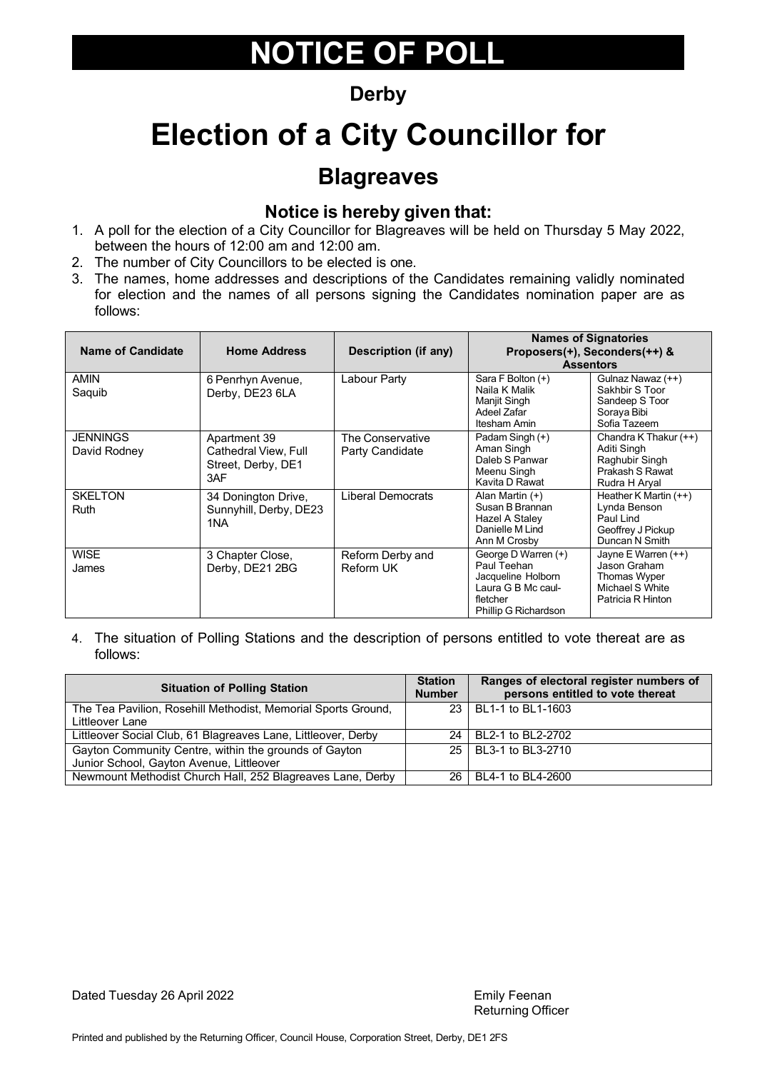# NOTICE OF POLL

## Derby

# Election of a City Councillor for

## Blagreaves

### Notice is hereby given that:

1. A poll for the election of a City Councillor for Blagreaves will be held on Thursday 5 May 2022, between the hours of 12:00 am and 12:00 am.
2. The number of City Councillors to be elected is one.
3. The names, home addresses and descriptions of the Candidates remaining validly nominated for election and the names of all persons signing the Candidates nomination paper are as follows:

| Name of Candidate | Home Address | Description (if any) | Names of Signatories Proposers(+), Seconders(++) & Assentors | |
|---|---|---|---|---|
| AMIN Saquib | 6 Penrhyn Avenue, Derby, DE23 6LA | Labour Party | Sara F Bolton (+)<br>Naila K Malik<br>Manjit Singh<br>Adeel Zafar<br>Itesham Amin | Gulnaz Nawaz (++)<br>Sakhbir S Toor<br>Sandeep S Toor<br>Soraya Bibi<br>Sofia Tazeem |
| JENNINGS David Rodney | Apartment 39 Cathedral View, Full Street, Derby, DE1 3AF | The Conservative Party Candidate | Padam Singh (+)<br>Aman Singh<br>Daleb S Panwar<br>Meenu Singh<br>Kavita D Rawat | Chandra K Thakur (++)<br>Aditi Singh<br>Raghubir Singh<br>Prakash S Rawat<br>Rudra H Aryal |
| SKELTON Ruth | 34 Donington Drive, Sunnyhill, Derby, DE23 1NA | Liberal Democrats | Alan Martin (+)<br>Susan B Brannan<br>Hazel A Staley<br>Danielle M Lind<br>Ann M Crosby | Heather K Martin (++)<br>Lynda Benson<br>Paul Lind<br>Geoffrey J Pickup<br>Duncan N Smith |
| WISE James | 3 Chapter Close, Derby, DE21 2BG | Reform Derby and Reform UK | George D Warren (+)<br>Paul Teehan<br>Jacqueline Holborn<br>Laura G B Mc caul-fletcher<br>Phillip G Richardson | Jayne E Warren (++)<br>Jason Graham<br>Thomas Wyper<br>Michael S White<br>Patricia R Hinton |

4. The situation of Polling Stations and the description of persons entitled to vote thereat are as follows:

| Situation of Polling Station | Station Number | Ranges of electoral register numbers of persons entitled to vote thereat |
|---|---|---|
| The Tea Pavilion, Rosehill Methodist, Memorial Sports Ground, Littleover Lane | 23 | BL1-1 to BL1-1603 |
| Littleover Social Club, 61 Blagreaves Lane, Littleover, Derby | 24 | BL2-1 to BL2-2702 |
| Gayton Community Centre, within the grounds of Gayton Junior School, Gayton Avenue, Littleover | 25 | BL3-1 to BL3-2710 |
| Newmount Methodist Church Hall, 252 Blagreaves Lane, Derby | 26 | BL4-1 to BL4-2600 |

Dated Tuesday 26 April 2022

Emily Feenan
Returning Officer

Printed and published by the Returning Officer, Council House, Corporation Street, Derby, DE1 2FS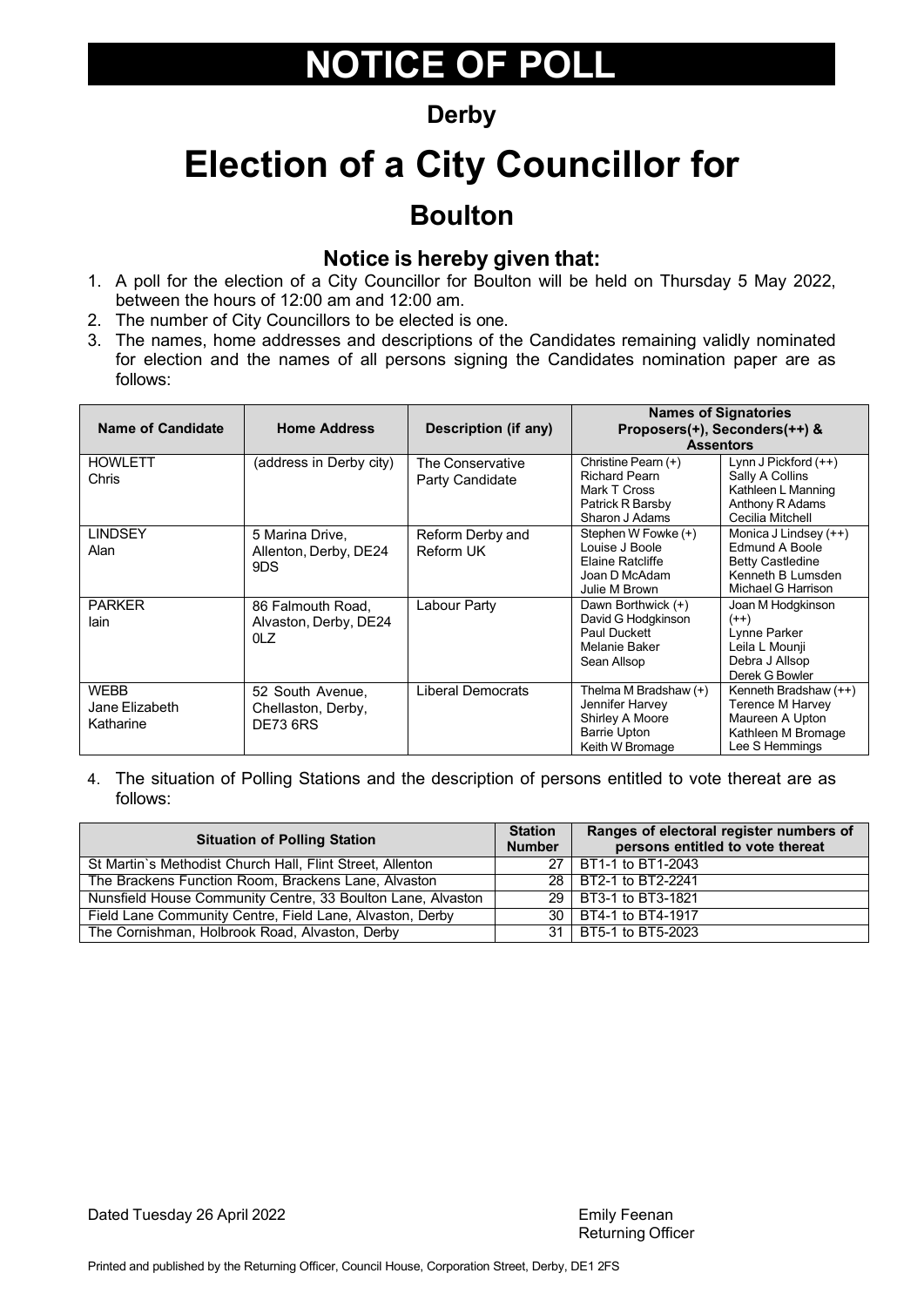# NOTICE OF POLL

## Derby

# Election of a City Councillor for

## Boulton

### Notice is hereby given that:

1. A poll for the election of a City Councillor for Boulton will be held on Thursday 5 May 2022, between the hours of 12:00 am and 12:00 am.
2. The number of City Councillors to be elected is one.
3. The names, home addresses and descriptions of the Candidates remaining validly nominated for election and the names of all persons signing the Candidates nomination paper are as follows:

| Name of Candidate | Home Address | Description (if any) | Names of Signatories Proposers(+), Seconders(++) & Assentors | |
|---|---|---|---|---|
| HOWLETT Chris | (address in Derby city) | The Conservative Party Candidate | Christine Pearn (+)<br>Richard Pearn<br>Mark T Cross<br>Patrick R Barsby<br>Sharon J Adams | Lynn J Pickford (++)<br>Sally A Collins<br>Kathleen L Manning<br>Anthony R Adams<br>Cecilia Mitchell |
| LINDSEY Alan | 5 Marina Drive, Allenton, Derby, DE24 9DS | Reform Derby and Reform UK | Stephen W Fowke (+)<br>Louise J Boole<br>Elaine Ratcliffe<br>Joan D McAdam<br>Julie M Brown | Monica J Lindsey (++)<br>Edmund A Boole<br>Betty Castledine<br>Kenneth B Lumsden<br>Michael G Harrison |
| PARKER Iain | 86 Falmouth Road, Alvaston, Derby, DE24 0LZ | Labour Party | Dawn Borthwick (+)<br>David G Hodgkinson<br>Paul Duckett<br>Melanie Baker<br>Sean Allsop | Joan M Hodgkinson (++)<br>Lynne Parker<br>Leila L Mounji<br>Debra J Allsop<br>Derek G Bowler |
| WEBB Jane Elizabeth Katharine | 52 South Avenue, Chellaston, Derby, DE73 6RS | Liberal Democrats | Thelma M Bradshaw (+)<br>Jennifer Harvey<br>Shirley A Moore<br>Barrie Upton<br>Keith W Bromage | Kenneth Bradshaw (++)<br>Terence M Harvey<br>Maureen A Upton<br>Kathleen M Bromage<br>Lee S Hemmings |

4. The situation of Polling Stations and the description of persons entitled to vote thereat are as follows:

| Situation of Polling Station | Station Number | Ranges of electoral register numbers of persons entitled to vote thereat |
|---|---|---|
| St Martin`s Methodist Church Hall, Flint Street, Allenton | 27 | BT1-1 to BT1-2043 |
| The Brackens Function Room, Brackens Lane, Alvaston | 28 | BT2-1 to BT2-2241 |
| Nunsfield House Community Centre, 33 Boulton Lane, Alvaston | 29 | BT3-1 to BT3-1821 |
| Field Lane Community Centre, Field Lane, Alvaston, Derby | 30 | BT4-1 to BT4-1917 |
| The Cornishman, Holbrook Road, Alvaston, Derby | 31 | BT5-1 to BT5-2023 |

Dated Tuesday 26 April 2022

Emily Feenan
Returning Officer

Printed and published by the Returning Officer, Council House, Corporation Street, Derby, DE1 2FS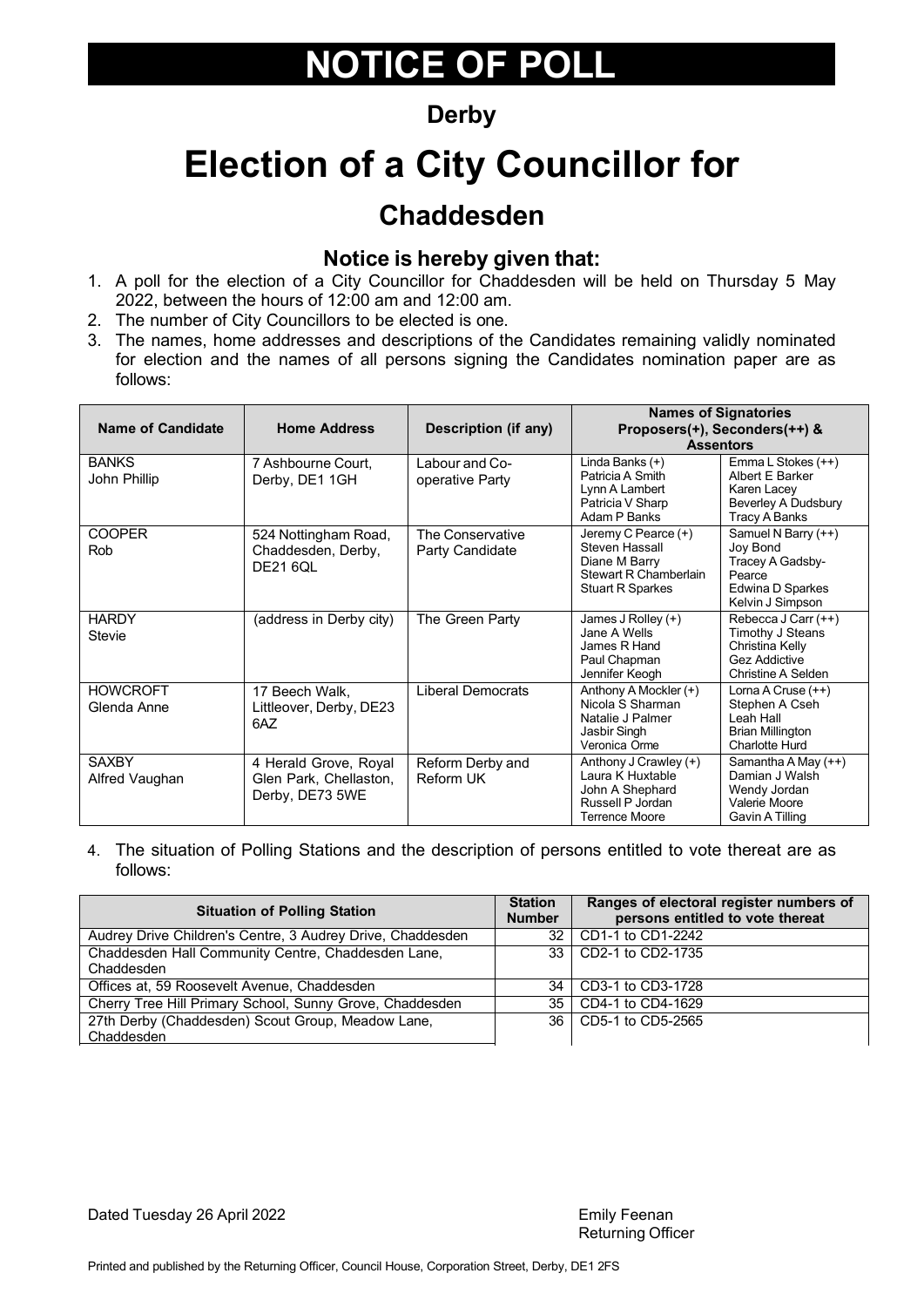# NOTICE OF POLL

## Derby

# Election of a City Councillor for

## Chaddesden

### Notice is hereby given that:

1. A poll for the election of a City Councillor for Chaddesden will be held on Thursday 5 May 2022, between the hours of 12:00 am and 12:00 am.
2. The number of City Councillors to be elected is one.
3. The names, home addresses and descriptions of the Candidates remaining validly nominated for election and the names of all persons signing the Candidates nomination paper are as follows:

| Name of Candidate | Home Address | Description (if any) | Names of Signatories Proposers(+), Seconders(++) & Assentors | |
|---|---|---|---|---|
| BANKS John Phillip | 7 Ashbourne Court, Derby, DE1 1GH | Labour and Co-operative Party | Linda Banks (+) Patricia A Smith Lynn A Lambert Patricia V Sharp Adam P Banks | Emma L Stokes (++) Albert E Barker Karen Lacey Beverley A Dudsbury Tracy A Banks |
| COOPER Rob | 524 Nottingham Road, Chaddesden, Derby, DE21 6QL | The Conservative Party Candidate | Jeremy C Pearce (+) Steven Hassall Diane M Barry Stewart R Chamberlain Stuart R Sparkes | Samuel N Barry (++) Joy Bond Tracey A Gadsby-Pearce Edwina D Sparkes Kelvin J Simpson |
| HARDY Stevie | (address in Derby city) | The Green Party | James J Rolley (+) Jane A Wells James R Hand Paul Chapman Jennifer Keogh | Rebecca J Carr (++) Timothy J Steans Christina Kelly Gez Addictive Christine A Selden |
| HOWCROFT Glenda Anne | 17 Beech Walk, Littleover, Derby, DE23 6AZ | Liberal Democrats | Anthony A Mockler (+) Nicola S Sharman Natalie J Palmer Jasbir Singh Veronica Orme | Lorna A Cruse (++) Stephen A Cseh Leah Hall Brian Millington Charlotte Hurd |
| SAXBY Alfred Vaughan | 4 Herald Grove, Royal Glen Park, Chellaston, Derby, DE73 5WE | Reform Derby and Reform UK | Anthony J Crawley (+) Laura K Huxtable John A Shephard Russell P Jordan Terrence Moore | Samantha A May (++) Damian J Walsh Wendy Jordan Valerie Moore Gavin A Tilling |

4. The situation of Polling Stations and the description of persons entitled to vote thereat are as follows:

| Situation of Polling Station | Station Number | Ranges of electoral register numbers of persons entitled to vote thereat |
|---|---|---|
| Audrey Drive Children's Centre, 3 Audrey Drive, Chaddesden | 32 | CD1-1 to CD1-2242 |
| Chaddesden Hall Community Centre, Chaddesden Lane, Chaddesden | 33 | CD2-1 to CD2-1735 |
| Offices at, 59 Roosevelt Avenue, Chaddesden | 34 | CD3-1 to CD3-1728 |
| Cherry Tree Hill Primary School, Sunny Grove, Chaddesden | 35 | CD4-1 to CD4-1629 |
| 27th Derby (Chaddesden) Scout Group, Meadow Lane, Chaddesden | 36 | CD5-1 to CD5-2565 |

Dated Tuesday 26 April 2022

Emily Feenan
Returning Officer

Printed and published by the Returning Officer, Council House, Corporation Street, Derby, DE1 2FS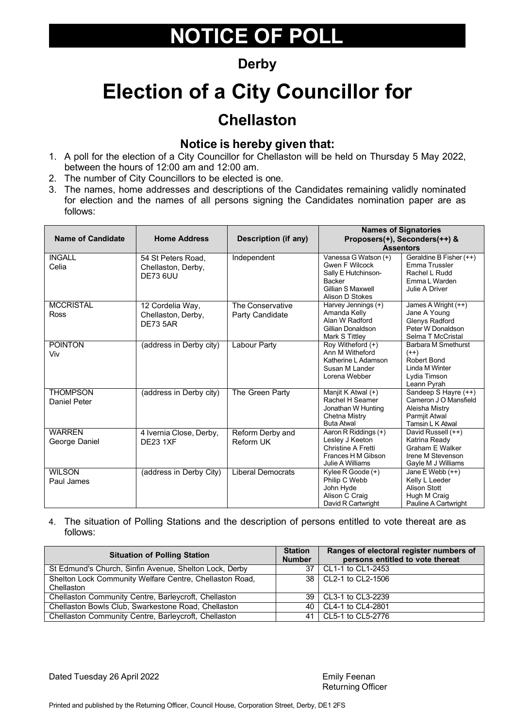# NOTICE OF POLL

## Derby

# Election of a City Councillor for

## Chellaston

### Notice is hereby given that:

1. A poll for the election of a City Councillor for Chellaston will be held on Thursday 5 May 2022, between the hours of 12:00 am and 12:00 am.
2. The number of City Councillors to be elected is one.
3. The names, home addresses and descriptions of the Candidates remaining validly nominated for election and the names of all persons signing the Candidates nomination paper are as follows:

| Name of Candidate | Home Address | Description (if any) | Names of Signatories Proposers(+), Seconders(++) & Assentors | |
|---|---|---|---|---|
| INGALL Celia | 54 St Peters Road, Chellaston, Derby, DE73 6UU | Independent | Vanessa G Watson (+) Gwen F Wilcock Sally E Hutchinson-Backer Gillian S Maxwell Alison D Stokes | Geraldine B Fisher (++) Emma Trussler Rachel L Rudd Emma L Warden Julie A Driver |
| MCCRISTAL Ross | 12 Cordelia Way, Chellaston, Derby, DE73 5AR | The Conservative Party Candidate | Harvey Jennings (+) Amanda Kelly Alan W Radford Gillian Donaldson Mark S Tittley | James A Wright (++) Jane A Young Glenys Radford Peter W Donaldson Selma T McCristal |
| POINTON Viv | (address in Derby city) | Labour Party | Roy Witheford (+) Ann M Witheford Katherine L Adamson Susan M Lander Lorena Webber | Barbara M Smethurst (++) Robert Bond Linda M Winter Lydia Timson Leann Pyrah |
| THOMPSON Daniel Peter | (address in Derby city) | The Green Party | Manjit K Atwal (+) Rachel H Seamer Jonathan W Hunting Chetna Mistry Buta Atwal | Sandeep S Hayre (++) Cameron J O Mansfield Aleisha Mistry Parmjit Atwal Tamsin L K Atwal |
| WARREN George Daniel | 4 Ivernia Close, Derby, DE23 1XF | Reform Derby and Reform UK | Aaron R Riddings (+) Lesley J Keeton Christine A Fretti Frances H M Gibson Julie A Williams | David Russell (++) Katrina Ready Graham E Walker Irene M Stevenson Gayle M J Williams |
| WILSON Paul James | (address in Derby City) | Liberal Democrats | Kylee R Goode (+) Philip C Webb John Hyde Alison C Craig David R Cartwright | Jane E Webb (++) Kelly L Leeder Alison Stott Hugh M Craig Pauline A Cartwright |

4. The situation of Polling Stations and the description of persons entitled to vote thereat are as follows:

| Situation of Polling Station | Station Number | Ranges of electoral register numbers of persons entitled to vote thereat |
|---|---|---|
| St Edmund's Church, Sinfin Avenue, Shelton Lock, Derby | 37 | CL1-1 to CL1-2453 |
| Shelton Lock Community Welfare Centre, Chellaston Road, Chellaston | 38 | CL2-1 to CL2-1506 |
| Chellaston Community Centre, Barleycroft, Chellaston | 39 | CL3-1 to CL3-2239 |
| Chellaston Bowls Club, Swarkestone Road, Chellaston | 40 | CL4-1 to CL4-2801 |
| Chellaston Community Centre, Barleycroft, Chellaston | 41 | CL5-1 to CL5-2776 |

Dated Tuesday 26 April 2022

Emily Feenan
Returning Officer

Printed and published by the Returning Officer, Council House, Corporation Street, Derby, DE1 2FS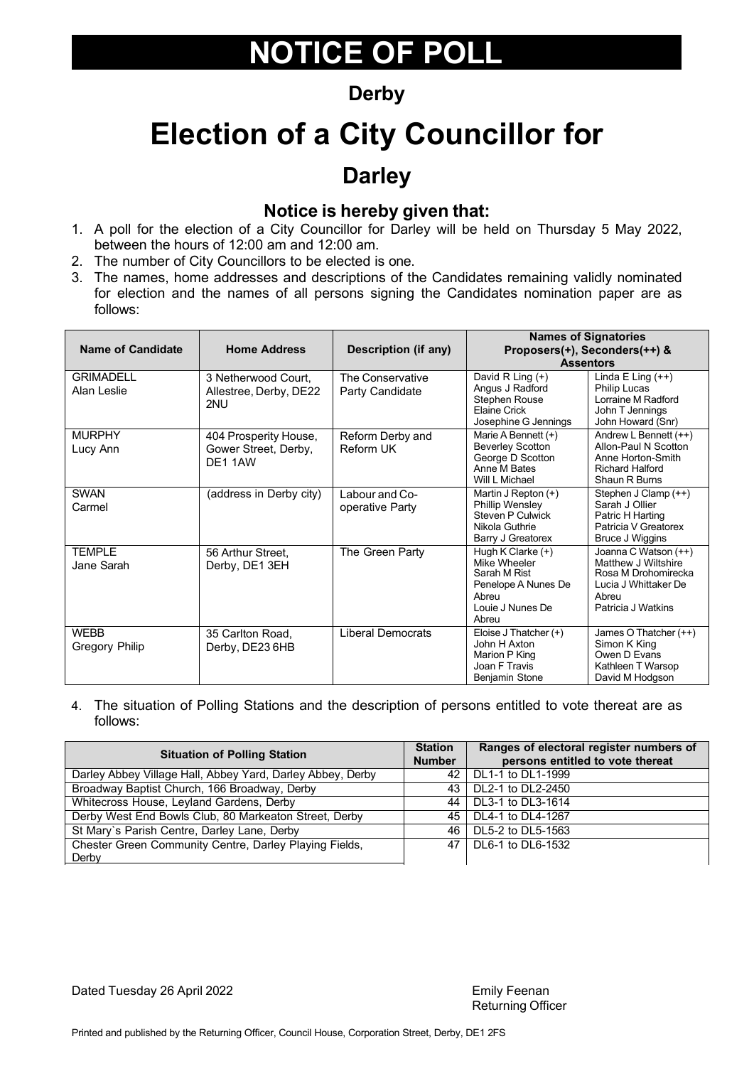# NOTICE OF POLL

## Derby

# Election of a City Councillor for

## Darley

### Notice is hereby given that:

1. A poll for the election of a City Councillor for Darley will be held on Thursday 5 May 2022, between the hours of 12:00 am and 12:00 am.
2. The number of City Councillors to be elected is one.
3. The names, home addresses and descriptions of the Candidates remaining validly nominated for election and the names of all persons signing the Candidates nomination paper are as follows:

| Name of Candidate | Home Address | Description (if any) | Names of Signatories Proposers(+), Seconders(++) & Assentors | |
|---|---|---|---|---|
| GRIMADELL Alan Leslie | 3 Netherwood Court, Allestree, Derby, DE22 2NU | The Conservative Party Candidate | David R Ling (+) Angus J Radford Stephen Rouse Elaine Crick Josephine G Jennings | Linda E Ling (++) Philip Lucas Lorraine M Radford John T Jennings John Howard (Snr) |
| MURPHY Lucy Ann | 404 Prosperity House, Gower Street, Derby, DE1 1AW | Reform Derby and Reform UK | Marie A Bennett (+) Beverley Scotton George D Scotton Anne M Bates Will L Michael | Andrew L Bennett (++) Allon-Paul N Scotton Anne Horton-Smith Richard Halford Shaun R Burns |
| SWAN Carmel | (address in Derby city) | Labour and Co-operative Party | Martin J Repton (+) Phillip Wensley Steven P Culwick Nikola Guthrie Barry J Greatorex | Stephen J Clamp (++) Sarah J Ollier Patric H Harting Patricia V Greatorex Bruce J Wiggins |
| TEMPLE Jane Sarah | 56 Arthur Street, Derby, DE1 3EH | The Green Party | Hugh K Clarke (+) Mike Wheeler Sarah M Rist Penelope A Nunes De Abreu Louie J Nunes De Abreu | Joanna C Watson (++) Matthew J Wiltshire Rosa M Drohomirecka Lucia J Whittaker De Abreu Patricia J Watkins |
| WEBB Gregory Philip | 35 Carlton Road, Derby, DE23 6HB | Liberal Democrats | Eloise J Thatcher (+) John H Axton Marion P King Joan F Travis Benjamin Stone | James O Thatcher (++) Simon K King Owen D Evans Kathleen T Warsop David M Hodgson |

4. The situation of Polling Stations and the description of persons entitled to vote thereat are as follows:

| Situation of Polling Station | Station Number | Ranges of electoral register numbers of persons entitled to vote thereat |
|---|---|---|
| Darley Abbey Village Hall, Abbey Yard, Darley Abbey, Derby | 42 | DL1-1 to DL1-1999 |
| Broadway Baptist Church, 166 Broadway, Derby | 43 | DL2-1 to DL2-2450 |
| Whitecross House, Leyland Gardens, Derby | 44 | DL3-1 to DL3-1614 |
| Derby West End Bowls Club, 80 Markeaton Street, Derby | 45 | DL4-1 to DL4-1267 |
| St Mary`s Parish Centre, Darley Lane, Derby | 46 | DL5-2 to DL5-1563 |
| Chester Green Community Centre, Darley Playing Fields, Derby | 47 | DL6-1 to DL6-1532 |

Dated Tuesday 26 April 2022

Emily Feenan
Returning Officer

Printed and published by the Returning Officer, Council House, Corporation Street, Derby, DE1 2FS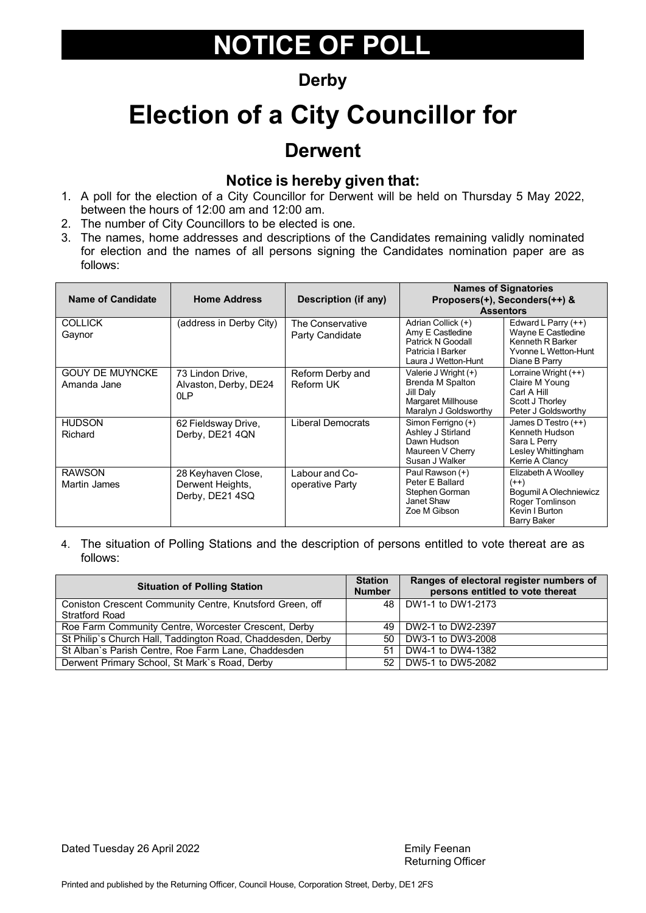# NOTICE OF POLL

## Derby

# Election of a City Councillor for

## Derwent

### Notice is hereby given that:

1. A poll for the election of a City Councillor for Derwent will be held on Thursday 5 May 2022, between the hours of 12:00 am and 12:00 am.
2. The number of City Councillors to be elected is one.
3. The names, home addresses and descriptions of the Candidates remaining validly nominated for election and the names of all persons signing the Candidates nomination paper are as follows:

| Name of Candidate | Home Address | Description (if any) | Names of Signatories Proposers(+), Seconders(++) & Assentors | |
|---|---|---|---|---|
| COLLICK Gaynor | (address in Derby City) | The Conservative Party Candidate | Adrian Collick (+) Amy E Castledine Patrick N Goodall Patricia I Barker Laura J Wetton-Hunt | Edward L Parry (++) Wayne E Castledine Kenneth R Barker Yvonne L Wetton-Hunt Diane B Parry |
| GOUY DE MUYNCKE Amanda Jane | 73 Lindon Drive, Alvaston, Derby, DE24 0LP | Reform Derby and Reform UK | Valerie J Wright (+) Brenda M Spalton Jill Daly Margaret Millhouse Maralyn J Goldsworthy | Lorraine Wright (++) Claire M Young Carl A Hill Scott J Thorley Peter J Goldsworthy |
| HUDSON Richard | 62 Fieldsway Drive, Derby, DE21 4QN | Liberal Democrats | Simon Ferrigno (+) Ashley J Stirland Dawn Hudson Maureen V Cherry Susan J Walker | James D Testro (++) Kenneth Hudson Sara L Perry Lesley Whittingham Kerrie A Clancy |
| RAWSON Martin James | 28 Keyhaven Close, Derwent Heights, Derby, DE21 4SQ | Labour and Co-operative Party | Paul Rawson (+) Peter E Ballard Stephen Gorman Janet Shaw Zoe M Gibson | Elizabeth A Woolley (++) Bogumil A Olechniewicz Roger Tomlinson Kevin I Burton Barry Baker |

4. The situation of Polling Stations and the description of persons entitled to vote thereat are as follows:

| Situation of Polling Station | Station Number | Ranges of electoral register numbers of persons entitled to vote thereat |
|---|---|---|
| Coniston Crescent Community Centre, Knutsford Green, off Stratford Road | 48 | DW1-1 to DW1-2173 |
| Roe Farm Community Centre, Worcester Crescent, Derby | 49 | DW2-1 to DW2-2397 |
| St Philip`s Church Hall, Taddington Road, Chaddesden, Derby | 50 | DW3-1 to DW3-2008 |
| St Alban`s Parish Centre, Roe Farm Lane, Chaddesden | 51 | DW4-1 to DW4-1382 |
| Derwent Primary School, St Mark`s Road, Derby | 52 | DW5-1 to DW5-2082 |

Dated Tuesday 26 April 2022

Emily Feenan
Returning Officer

Printed and published by the Returning Officer, Council House, Corporation Street, Derby, DE1 2FS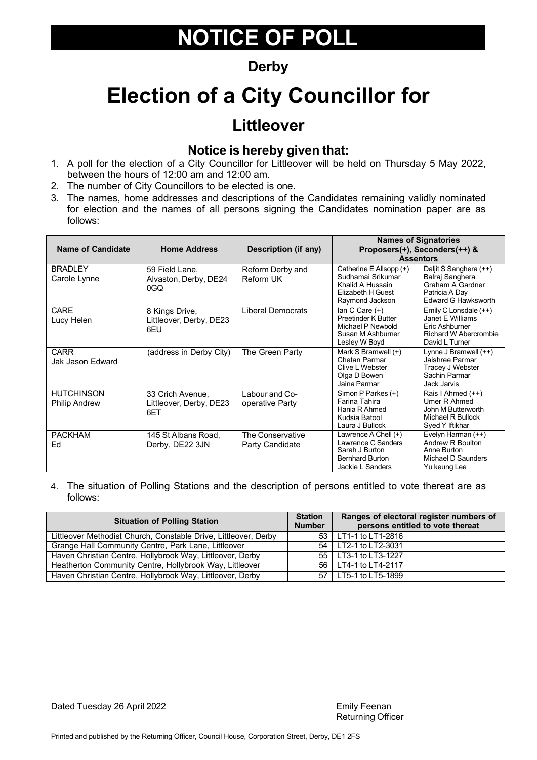# NOTICE OF POLL

## Derby

# Election of a City Councillor for

## Littleover

### Notice is hereby given that:

1. A poll for the election of a City Councillor for Littleover will be held on Thursday 5 May 2022, between the hours of 12:00 am and 12:00 am.
2. The number of City Councillors to be elected is one.
3. The names, home addresses and descriptions of the Candidates remaining validly nominated for election and the names of all persons signing the Candidates nomination paper are as follows:

| Name of Candidate | Home Address | Description (if any) | Names of Signatories Proposers(+), Seconders(++) & Assentors | |
|---|---|---|---|---|
| BRADLEY Carole Lynne | 59 Field Lane, Alvaston, Derby, DE24 0GQ | Reform Derby and Reform UK | Catherine E Allsopp (+)<br>Sudhamai Srikumar<br>Khalid A Hussain<br>Elizabeth H Guest<br>Raymond Jackson | Daljit S Sanghera (++)<br>Balraj Sanghera<br>Graham A Gardner<br>Patricia A Day<br>Edward G Hawksworth |
| CARE Lucy Helen | 8 Kings Drive, Littleover, Derby, DE23 6EU | Liberal Democrats | Ian C Care (+)<br>Preetinder K Butter<br>Michael P Newbold<br>Susan M Ashburner<br>Lesley W Boyd | Emily C Lonsdale (++)<br>Janet E Williams<br>Eric Ashburner<br>Richard W Abercrombie<br>David L Turner |
| CARR Jak Jason Edward | (address in Derby City) | The Green Party | Mark S Bramwell (+)<br>Chetan Parmar<br>Clive L Webster<br>Olga D Bowen<br>Jaina Parmar | Lynne J Bramwell (++)<br>Jaishree Parmar<br>Tracey J Webster<br>Sachin Parmar<br>Jack Jarvis |
| HUTCHINSON Philip Andrew | 33 Crich Avenue, Littleover, Derby, DE23 6ET | Labour and Co-operative Party | Simon P Parkes (+)<br>Farina Tahira<br>Hania R Ahmed<br>Kudsia Batool<br>Laura J Bullock | Rais I Ahmed (++)<br>Umer R Ahmed<br>John M Butterworth<br>Michael R Bullock<br>Syed Y Iftikhar |
| PACKHAM Ed | 145 St Albans Road, Derby, DE22 3JN | The Conservative Party Candidate | Lawrence A Chell (+)<br>Lawrence C Sanders<br>Sarah J Burton<br>Bernhard Burton<br>Jackie L Sanders | Evelyn Harman (++)<br>Andrew R Boulton<br>Anne Burton<br>Michael D Saunders<br>Yu keung Lee |

4. The situation of Polling Stations and the description of persons entitled to vote thereat are as follows:

| Situation of Polling Station | Station Number | Ranges of electoral register numbers of persons entitled to vote thereat |
|---|---|---|
| Littleover Methodist Church, Constable Drive, Littleover, Derby | 53 | LT1-1 to LT1-2816 |
| Grange Hall Community Centre, Park Lane, Littleover | 54 | LT2-1 to LT2-3031 |
| Haven Christian Centre, Hollybrook Way, Littleover, Derby | 55 | LT3-1 to LT3-1227 |
| Heatherton Community Centre, Hollybrook Way, Littleover | 56 | LT4-1 to LT4-2117 |
| Haven Christian Centre, Hollybrook Way, Littleover, Derby | 57 | LT5-1 to LT5-1899 |

Dated Tuesday 26 April 2022

Emily Feenan
Returning Officer

Printed and published by the Returning Officer, Council House, Corporation Street, Derby, DE1 2FS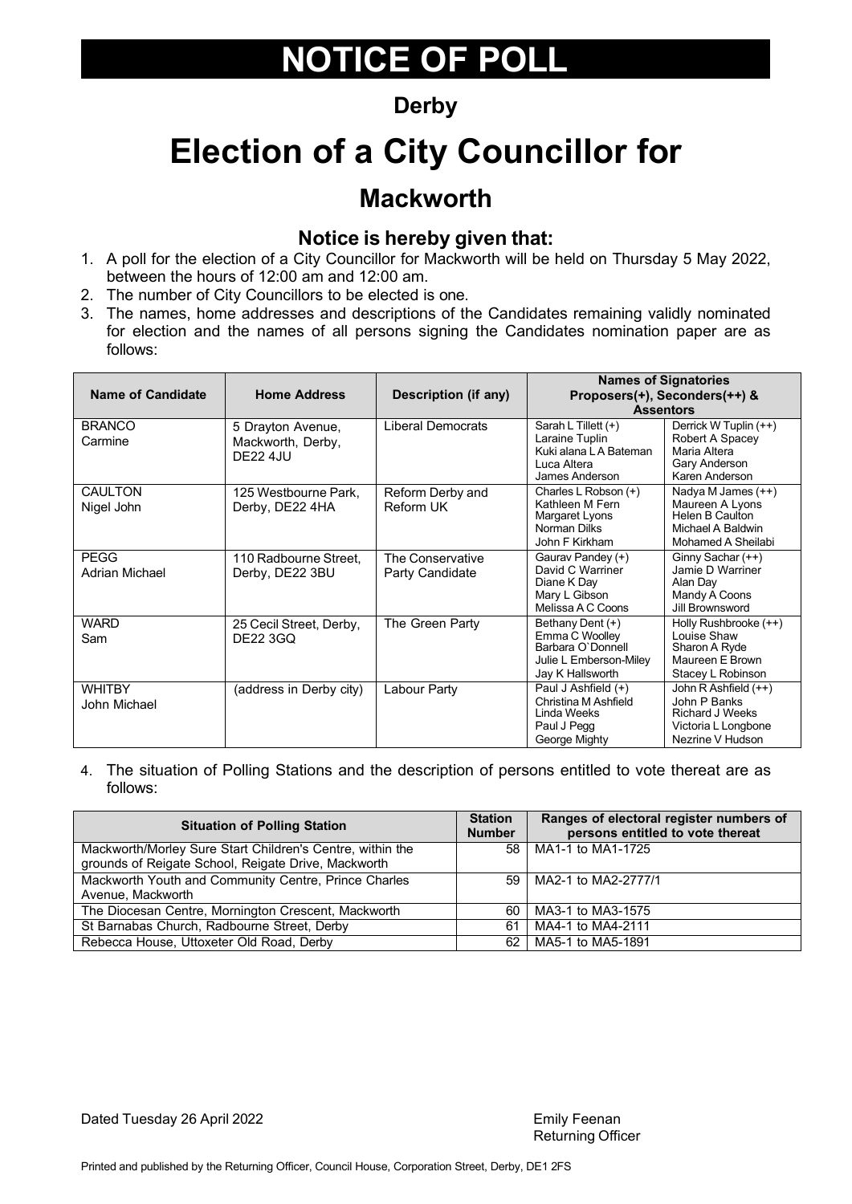# NOTICE OF POLL

## Derby

# Election of a City Councillor for

## Mackworth

### Notice is hereby given that:

1. A poll for the election of a City Councillor for Mackworth will be held on Thursday 5 May 2022, between the hours of 12:00 am and 12:00 am.
2. The number of City Councillors to be elected is one.
3. The names, home addresses and descriptions of the Candidates remaining validly nominated for election and the names of all persons signing the Candidates nomination paper are as follows:

| Name of Candidate | Home Address | Description (if any) | Names of Signatories Proposers(+), Seconders(++) & Assentors | |
|---|---|---|---|---|
| BRANCO Carmine | 5 Drayton Avenue, Mackworth, Derby, DE22 4JU | Liberal Democrats | Sarah L Tillett (+)<br>Laraine Tuplin<br>Kuki alana L A Bateman<br>Luca Altera<br>James Anderson | Derrick W Tuplin (++)<br>Robert A Spacey<br>Maria Altera<br>Gary Anderson<br>Karen Anderson |
| CAULTON Nigel John | 125 Westbourne Park, Derby, DE22 4HA | Reform Derby and Reform UK | Charles L Robson (+)<br>Kathleen M Fern<br>Margaret Lyons<br>Norman Dilks<br>John F Kirkham | Nadya M James (++)<br>Maureen A Lyons<br>Helen B Caulton<br>Michael A Baldwin<br>Mohamed A Sheilabi |
| PEGG Adrian Michael | 110 Radbourne Street, Derby, DE22 3BU | The Conservative Party Candidate | Gaurav Pandey (+)<br>David C Warriner<br>Diane K Day<br>Mary L Gibson<br>Melissa A C Coons | Ginny Sachar (++)<br>Jamie D Warriner<br>Alan Day<br>Mandy A Coons<br>Jill Brownsword |
| WARD Sam | 25 Cecil Street, Derby, DE22 3GQ | The Green Party | Bethany Dent (+)<br>Emma C Woolley<br>Barbara O`Donnell<br>Julie L Emberson-Miley<br>Jay K Hallsworth | Holly Rushbrooke (++)<br>Louise Shaw<br>Sharon A Ryde<br>Maureen E Brown<br>Stacey L Robinson |
| WHITBY John Michael | (address in Derby city) | Labour Party | Paul J Ashfield (+)<br>Christina M Ashfield<br>Linda Weeks<br>Paul J Pegg<br>George Mighty | John R Ashfield (++)<br>John P Banks<br>Richard J Weeks<br>Victoria L Longbone<br>Nezrine V Hudson |

4. The situation of Polling Stations and the description of persons entitled to vote thereat are as follows:

| Situation of Polling Station | Station Number | Ranges of electoral register numbers of persons entitled to vote thereat |
|---|---|---|
| Mackworth/Morley Sure Start Children's Centre, within the grounds of Reigate School, Reigate Drive, Mackworth | 58 | MA1-1 to MA1-1725 |
| Mackworth Youth and Community Centre, Prince Charles Avenue, Mackworth | 59 | MA2-1 to MA2-2777/1 |
| The Diocesan Centre, Mornington Crescent, Mackworth | 60 | MA3-1 to MA3-1575 |
| St Barnabas Church, Radbourne Street, Derby | 61 | MA4-1 to MA4-2111 |
| Rebecca House, Uttoxeter Old Road, Derby | 62 | MA5-1 to MA5-1891 |

Dated Tuesday 26 April 2022

Emily Feenan
Returning Officer

Printed and published by the Returning Officer, Council House, Corporation Street, Derby, DE1 2FS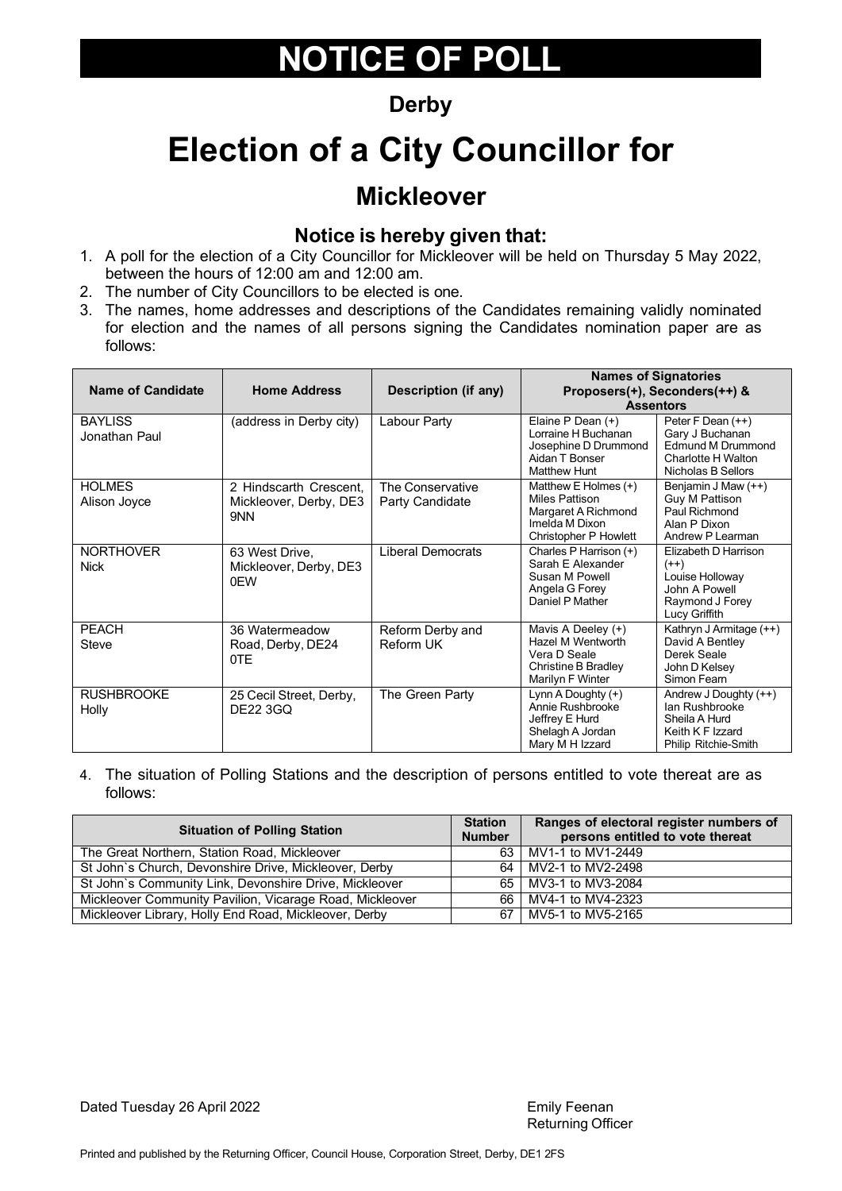# NOTICE OF POLL

## Derby

# Election of a City Councillor for

## Mickleover

### Notice is hereby given that:

1. A poll for the election of a City Councillor for Mickleover will be held on Thursday 5 May 2022, between the hours of 12:00 am and 12:00 am.
2. The number of City Councillors to be elected is one.
3. The names, home addresses and descriptions of the Candidates remaining validly nominated for election and the names of all persons signing the Candidates nomination paper are as follows:

| Name of Candidate | Home Address | Description (if any) | Names of Signatories Proposers(+), Seconders(++) & Assentors | |
|---|---|---|---|---|
| BAYLISS Jonathan Paul | (address in Derby city) | Labour Party | Elaine P Dean (+)<br>Lorraine H Buchanan<br>Josephine D Drummond<br>Aidan T Bonser<br>Matthew Hunt | Peter F Dean (++)<br>Gary J Buchanan<br>Edmund M Drummond<br>Charlotte H Walton<br>Nicholas B Sellors |
| HOLMES Alison Joyce | 2 Hindscarth Crescent, Mickleover, Derby, DE3 9NN | The Conservative Party Candidate | Matthew E Holmes (+)<br>Miles Pattison<br>Margaret A Richmond<br>Imelda M Dixon<br>Christopher P Howlett | Benjamin J Maw (++)<br>Guy M Pattison<br>Paul Richmond<br>Alan P Dixon<br>Andrew P Learman |
| NORTHOVER Nick | 63 West Drive, Mickleover, Derby, DE3 0EW | Liberal Democrats | Charles P Harrison (+)<br>Sarah E Alexander<br>Susan M Powell<br>Angela G Forey<br>Daniel P Mather | Elizabeth D Harrison (++)<br>Louise Holloway<br>John A Powell<br>Raymond J Forey<br>Lucy Griffith |
| PEACH Steve | 36 Watermeadow Road, Derby, DE24 0TE | Reform Derby and Reform UK | Mavis A Deeley (+)<br>Hazel M Wentworth<br>Vera D Seale<br>Christine B Bradley<br>Marilyn F Winter | Kathryn J Armitage (++)<br>David A Bentley<br>Derek Seale<br>John D Kelsey<br>Simon Fearn |
| RUSHBROOKE Holly | 25 Cecil Street, Derby, DE22 3GQ | The Green Party | Lynn A Doughty (+)<br>Annie Rushbrooke<br>Jeffrey E Hurd<br>Shelagh A Jordan<br>Mary M H Izzard | Andrew J Doughty (++)<br>Ian Rushbrooke<br>Sheila A Hurd<br>Keith K F Izzard<br>Philip Ritchie-Smith |

4. The situation of Polling Stations and the description of persons entitled to vote thereat are as follows:

| Situation of Polling Station | Station Number | Ranges of electoral register numbers of persons entitled to vote thereat |
|---|---|---|
| The Great Northern, Station Road, Mickleover | 63 | MV1-1 to MV1-2449 |
| St John`s Church, Devonshire Drive, Mickleover, Derby | 64 | MV2-1 to MV2-2498 |
| St John`s Community Link, Devonshire Drive, Mickleover | 65 | MV3-1 to MV3-2084 |
| Mickleover Community Pavilion, Vicarage Road, Mickleover | 66 | MV4-1 to MV4-2323 |
| Mickleover Library, Holly End Road, Mickleover, Derby | 67 | MV5-1 to MV5-2165 |

Dated Tuesday 26 April 2022

Emily Feenan
Returning Officer

Printed and published by the Returning Officer, Council House, Corporation Street, Derby, DE1 2FS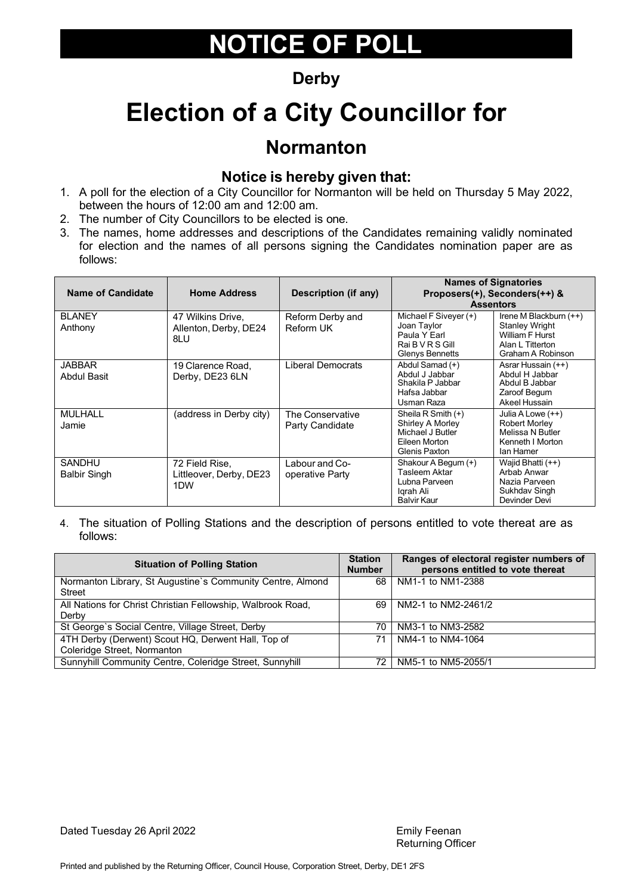# NOTICE OF POLL

## Derby

# Election of a City Councillor for

## Normanton

### Notice is hereby given that:

1. A poll for the election of a City Councillor for Normanton will be held on Thursday 5 May 2022, between the hours of 12:00 am and 12:00 am.
2. The number of City Councillors to be elected is one.
3. The names, home addresses and descriptions of the Candidates remaining validly nominated for election and the names of all persons signing the Candidates nomination paper are as follows:

| Name of Candidate | Home Address | Description (if any) | Names of Signatories Proposers(+), Seconders(++) & Assentors | |
|---|---|---|---|---|
| BLANEY Anthony | 47 Wilkins Drive, Allenton, Derby, DE24 8LU | Reform Derby and Reform UK | Michael F Siveyer (+)<br>Joan Taylor<br>Paula Y Earl<br>Rai B V R S Gill<br>Glenys Bennetts | Irene M Blackburn (++)<br>Stanley Wright<br>William F Hurst<br>Alan L Titterton<br>Graham A Robinson |
| JABBAR Abdul Basit | 19 Clarence Road, Derby, DE23 6LN | Liberal Democrats | Abdul Samad (+)<br>Abdul J Jabbar<br>Shakila P Jabbar<br>Hafsa Jabbar<br>Usman Raza | Asrar Hussain (++)<br>Abdul H Jabbar<br>Abdul B Jabbar<br>Zaroof Begum<br>Akeel Hussain |
| MULHALL Jamie | (address in Derby city) | The Conservative Party Candidate | Sheila R Smith (+)<br>Shirley A Morley<br>Michael J Butler<br>Eileen Morton<br>Glenis Paxton | Julia A Lowe (++)<br>Robert Morley<br>Melissa N Butler<br>Kenneth I Morton<br>Ian Hamer |
| SANDHU Balbir Singh | 72 Field Rise, Littleover, Derby, DE23 1DW | Labour and Co-operative Party | Shakour A Begum (+)<br>Tasleem Aktar<br>Lubna Parveen<br>Iqrah Ali<br>Balvir Kaur | Wajid Bhatti (++)<br>Arbab Anwar<br>Nazia Parveen<br>Sukhdav Singh<br>Devinder Devi |

4. The situation of Polling Stations and the description of persons entitled to vote thereat are as follows:

| Situation of Polling Station | Station Number | Ranges of electoral register numbers of persons entitled to vote thereat |
|---|---|---|
| Normanton Library, St Augustine`s Community Centre, Almond Street | 68 | NM1-1 to NM1-2388 |
| All Nations for Christ Christian Fellowship, Walbrook Road, Derby | 69 | NM2-1 to NM2-2461/2 |
| St George`s Social Centre, Village Street, Derby | 70 | NM3-1 to NM3-2582 |
| 4TH Derby (Derwent) Scout HQ, Derwent Hall, Top of Coleridge Street, Normanton | 71 | NM4-1 to NM4-1064 |
| Sunnyhill Community Centre, Coleridge Street, Sunnyhill | 72 | NM5-1 to NM5-2055/1 |

Dated Tuesday 26 April 2022

Emily Feenan
Returning Officer

Printed and published by the Returning Officer, Council House, Corporation Street, Derby, DE1 2FS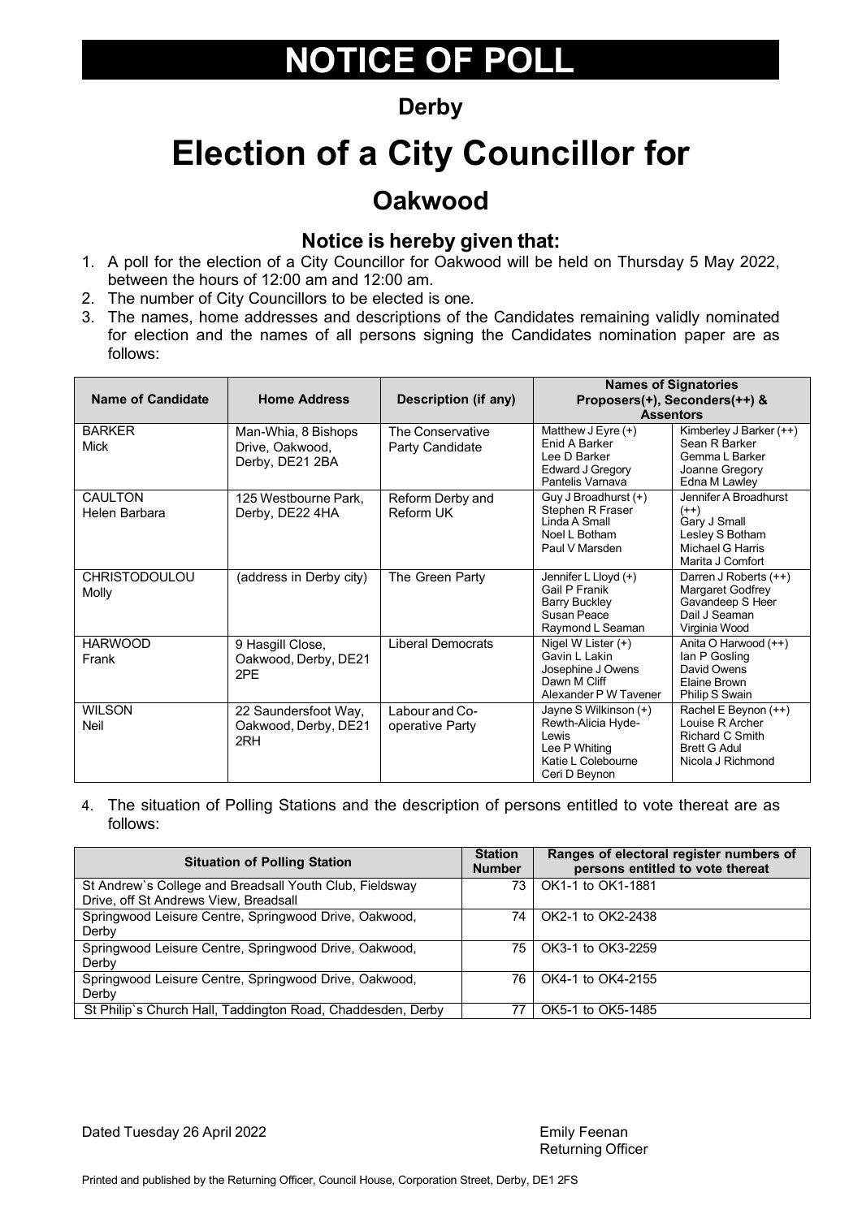# NOTICE OF POLL

## Derby

# Election of a City Councillor for

## Oakwood

### Notice is hereby given that:

1. A poll for the election of a City Councillor for Oakwood will be held on Thursday 5 May 2022, between the hours of 12:00 am and 12:00 am.
2. The number of City Councillors to be elected is one.
3. The names, home addresses and descriptions of the Candidates remaining validly nominated for election and the names of all persons signing the Candidates nomination paper are as follows:

| Name of Candidate | Home Address | Description (if any) | Names of Signatories Proposers(+), Seconders(++) & Assentors | |
|---|---|---|---|---|
| BARKER<br>Mick | Man-Whia, 8 Bishops Drive, Oakwood, Derby, DE21 2BA | The Conservative Party Candidate | Matthew J Eyre (+)<br>Enid A Barker<br>Lee D Barker<br>Edward J Gregory<br>Pantelis Varnava | Kimberley J Barker (++)<br>Sean R Barker<br>Gemma L Barker<br>Joanne Gregory<br>Edna M Lawley |
| CAULTON<br>Helen Barbara | 125 Westbourne Park, Derby, DE22 4HA | Reform Derby and Reform UK | Guy J Broadhurst (+)<br>Stephen R Fraser<br>Linda A Small<br>Noel L Botham<br>Paul V Marsden | Jennifer A Broadhurst (++)<br>Gary J Small<br>Lesley S Botham<br>Michael G Harris<br>Marita J Comfort |
| CHRISTODOULOU<br>Molly | (address in Derby city) | The Green Party | Jennifer L Lloyd (+)<br>Gail P Franik<br>Barry Buckley<br>Susan Peace<br>Raymond L Seaman | Darren J Roberts (++)<br>Margaret Godfrey<br>Gavandeep S Heer<br>Dail J Seaman<br>Virginia Wood |
| HARWOOD<br>Frank | 9 Hasgill Close, Oakwood, Derby, DE21 2PE | Liberal Democrats | Nigel W Lister (+)<br>Gavin L Lakin<br>Josephine J Owens<br>Dawn M Cliff<br>Alexander P W Tavener | Anita O Harwood (++)<br>Ian P Gosling<br>David Owens<br>Elaine Brown<br>Philip S Swain |
| WILSON<br>Neil | 22 Saundersfoot Way, Oakwood, Derby, DE21 2RH | Labour and Co-operative Party | Jayne S Wilkinson (+)<br>Rewth-Alicia Hyde-Lewis<br>Lee P Whiting<br>Katie L Colebourne<br>Ceri D Beynon | Rachel E Beynon (++)<br>Louise R Archer<br>Richard C Smith<br>Brett G Adul<br>Nicola J Richmond |

4. The situation of Polling Stations and the description of persons entitled to vote thereat are as follows:

| Situation of Polling Station | Station Number | Ranges of electoral register numbers of persons entitled to vote thereat |
|---|---|---|
| St Andrew`s College and Breadsall Youth Club, Fieldsway Drive, off St Andrews View, Breadsall | 73 | OK1-1 to OK1-1881 |
| Springwood Leisure Centre, Springwood Drive, Oakwood, Derby | 74 | OK2-1 to OK2-2438 |
| Springwood Leisure Centre, Springwood Drive, Oakwood, Derby | 75 | OK3-1 to OK3-2259 |
| Springwood Leisure Centre, Springwood Drive, Oakwood, Derby | 76 | OK4-1 to OK4-2155 |
| St Philip`s Church Hall, Taddington Road, Chaddesden, Derby | 77 | OK5-1 to OK5-1485 |

Dated Tuesday 26 April 2022

Emily Feenan
Returning Officer

Printed and published by the Returning Officer, Council House, Corporation Street, Derby, DE1 2FS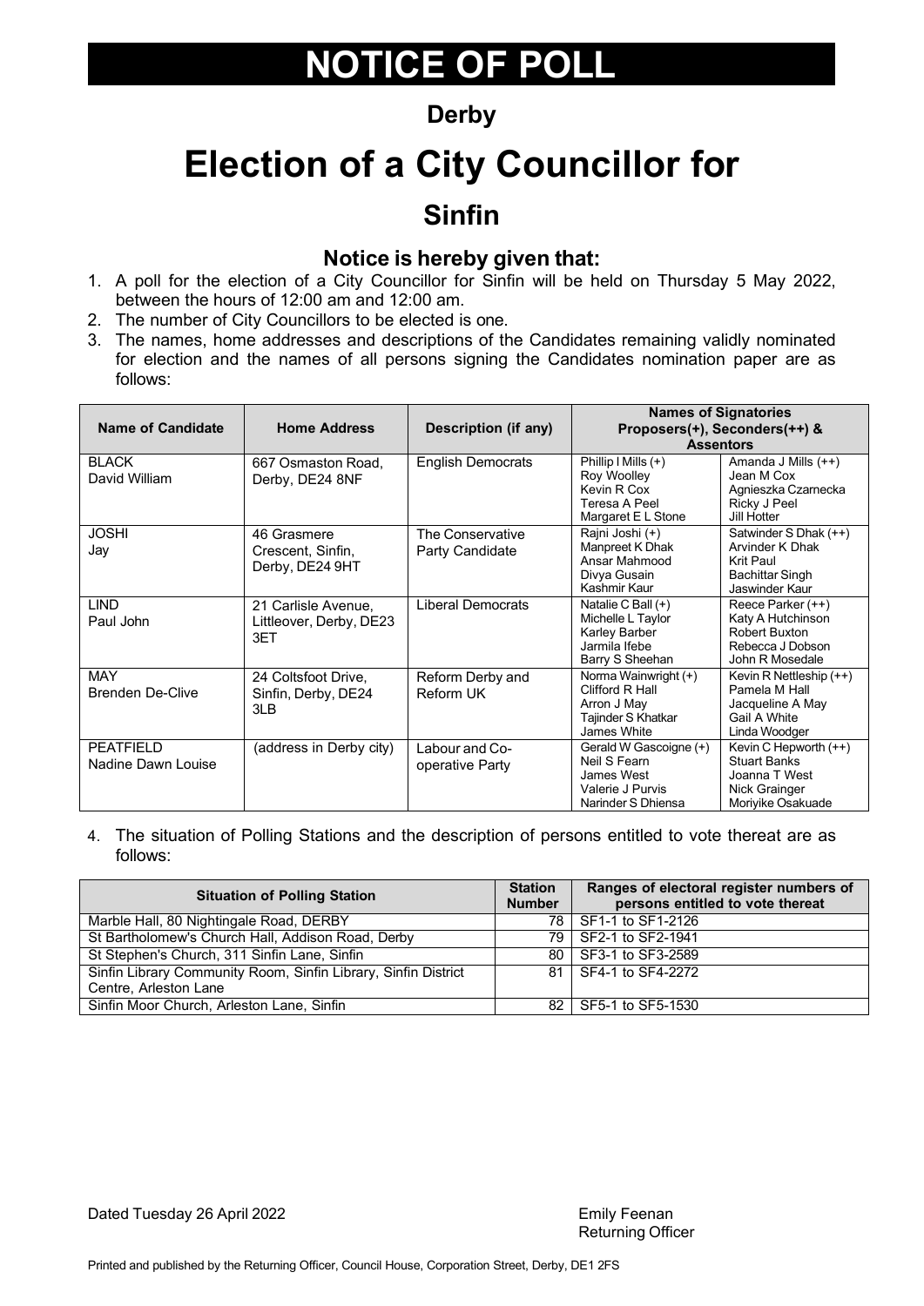# NOTICE OF POLL

## Derby

# Election of a City Councillor for

## Sinfin

### Notice is hereby given that:

1. A poll for the election of a City Councillor for Sinfin will be held on Thursday 5 May 2022, between the hours of 12:00 am and 12:00 am.
2. The number of City Councillors to be elected is one.
3. The names, home addresses and descriptions of the Candidates remaining validly nominated for election and the names of all persons signing the Candidates nomination paper are as follows:

| Name of Candidate | Home Address | Description (if any) | Names of Signatories Proposers(+), Seconders(++) & Assentors | |
|---|---|---|---|---|
| BLACK<br>David William | 667 Osmaston Road, Derby, DE24 8NF | English Democrats | Phillip I Mills (+)<br>Roy Woolley<br>Kevin R Cox<br>Teresa A Peel<br>Margaret E L Stone | Amanda J Mills (++)<br>Jean M Cox<br>Agnieszka Czarnecka<br>Ricky J Peel<br>Jill Hotter |
| JOSHI<br>Jay | 46 Grasmere Crescent, Sinfin, Derby, DE24 9HT | The Conservative Party Candidate | Rajni Joshi (+)<br>Manpreet K Dhak<br>Ansar Mahmood<br>Divya Gusain<br>Kashmir Kaur | Satwinder S Dhak (++)<br>Arvinder K Dhak<br>Krit Paul<br>Bachittar Singh<br>Jaswinder Kaur |
| LIND<br>Paul John | 21 Carlisle Avenue, Littleover, Derby, DE23 3ET | Liberal Democrats | Natalie C Ball (+)<br>Michelle L Taylor<br>Karley Barber<br>Jarmila Ifebe<br>Barry S Sheehan | Reece Parker (++)<br>Katy A Hutchinson<br>Robert Buxton<br>Rebecca J Dobson<br>John R Mosedale |
| MAY<br>Brenden De-Clive | 24 Coltsfoot Drive, Sinfin, Derby, DE24 3LB | Reform Derby and Reform UK | Norma Wainwright (+)<br>Clifford R Hall<br>Arron J May<br>Tajinder S Khatkar<br>James White | Kevin R Nettleship (++)<br>Pamela M Hall<br>Jacqueline A May<br>Gail A White<br>Linda Woodger |
| PEATFIELD<br>Nadine Dawn Louise | (address in Derby city) | Labour and Co-operative Party | Gerald W Gascoigne (+)<br>Neil S Fearn<br>James West<br>Valerie J Purvis<br>Narinder S Dhiensa | Kevin C Hepworth (++)<br>Stuart Banks<br>Joanna T West<br>Nick Grainger<br>Moriyike Osakuade |

4. The situation of Polling Stations and the description of persons entitled to vote thereat are as follows:

| Situation of Polling Station | Station Number | Ranges of electoral register numbers of persons entitled to vote thereat |
|---|---|---|
| Marble Hall, 80 Nightingale Road, DERBY | 78 | SF1-1 to SF1-2126 |
| St Bartholomew's Church Hall, Addison Road, Derby | 79 | SF2-1 to SF2-1941 |
| St Stephen's Church, 311 Sinfin Lane, Sinfin | 80 | SF3-1 to SF3-2589 |
| Sinfin Library Community Room, Sinfin Library, Sinfin District Centre, Arleston Lane | 81 | SF4-1 to SF4-2272 |
| Sinfin Moor Church, Arleston Lane, Sinfin | 82 | SF5-1 to SF5-1530 |

Dated Tuesday 26 April 2022

Emily Feenan
Returning Officer

Printed and published by the Returning Officer, Council House, Corporation Street, Derby, DE1 2FS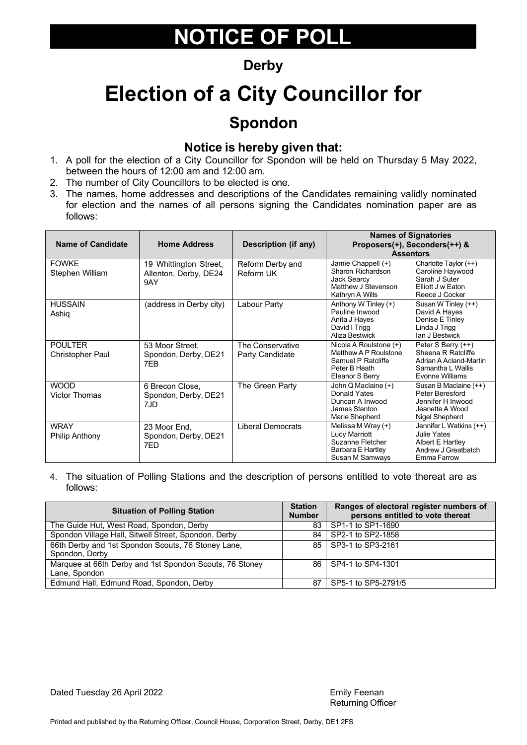# NOTICE OF POLL

## Derby

# Election of a City Councillor for

## Spondon

### Notice is hereby given that:

1. A poll for the election of a City Councillor for Spondon will be held on Thursday 5 May 2022, between the hours of 12:00 am and 12:00 am.
2. The number of City Councillors to be elected is one.
3. The names, home addresses and descriptions of the Candidates remaining validly nominated for election and the names of all persons signing the Candidates nomination paper are as follows:

| Name of Candidate | Home Address | Description (if any) | Names of Signatories Proposers(+), Seconders(++) & Assentors | |
|---|---|---|---|---|
| FOWKE<br>Stephen William | 19 Whittington Street, Allenton, Derby, DE24 9AY | Reform Derby and Reform UK | Jamie Chappell (+)<br>Sharon Richardson<br>Jack Searcy<br>Matthew J Stevenson<br>Kathryn A Wills | Charlotte Taylor (++)<br>Caroline Haywood<br>Sarah J Suter<br>Elliott J w Eaton<br>Reece J Cocker |
| HUSSAIN<br>Ashiq | (address in Derby city) | Labour Party | Anthony W Tinley (+)<br>Pauline Inwood<br>Anita J Hayes<br>David I Trigg<br>Aliza Bestwick | Susan W Tinley (++)<br>David A Hayes<br>Denise E Tinley<br>Linda J Trigg<br>Ian J Bestwick |
| POULTER<br>Christopher Paul | 53 Moor Street, Spondon, Derby, DE21 7EB | The Conservative Party Candidate | Nicola A Roulstone (+)<br>Matthew A P Roulstone<br>Samuel P Ratcliffe<br>Peter B Heath<br>Eleanor S Berry | Peter S Berry (++)<br>Sheena R Ratcliffe<br>Adrian A Acland-Martin<br>Samantha L Wallis<br>Evonne Williams |
| WOOD<br>Victor Thomas | 6 Brecon Close, Spondon, Derby, DE21 7JD | The Green Party | John Q Maclaine (+)<br>Donald Yates<br>Duncan A Inwood<br>James Stanton<br>Marie Shepherd | Susan B Maclaine (++)<br>Peter Beresford<br>Jennifer H Inwood<br>Jeanette A Wood<br>Nigel Shepherd |
| WRAY<br>Philip Anthony | 23 Moor End, Spondon, Derby, DE21 7ED | Liberal Democrats | Melissa M Wray (+)<br>Lucy Marriott<br>Suzanne Fletcher<br>Barbara E Hartley<br>Susan M Samways | Jennifer L Watkins (++)<br>Julie Yates<br>Albert E Hartley<br>Andrew J Greatbatch<br>Emma Farrow |

4. The situation of Polling Stations and the description of persons entitled to vote thereat are as follows:

| Situation of Polling Station | Station Number | Ranges of electoral register numbers of persons entitled to vote thereat |
|---|---|---|
| The Guide Hut, West Road, Spondon, Derby | 83 | SP1-1 to SP1-1690 |
| Spondon Village Hall, Sitwell Street, Spondon, Derby | 84 | SP2-1 to SP2-1858 |
| 66th Derby and 1st Spondon Scouts, 76 Stoney Lane, Spondon, Derby | 85 | SP3-1 to SP3-2161 |
| Marquee at 66th Derby and 1st Spondon Scouts, 76 Stoney Lane, Spondon | 86 | SP4-1 to SP4-1301 |
| Edmund Hall, Edmund Road, Spondon, Derby | 87 | SP5-1 to SP5-2791/5 |

Dated Tuesday 26 April 2022

Emily Feenan
Returning Officer

Printed and published by the Returning Officer, Council House, Corporation Street, Derby, DE1 2FS